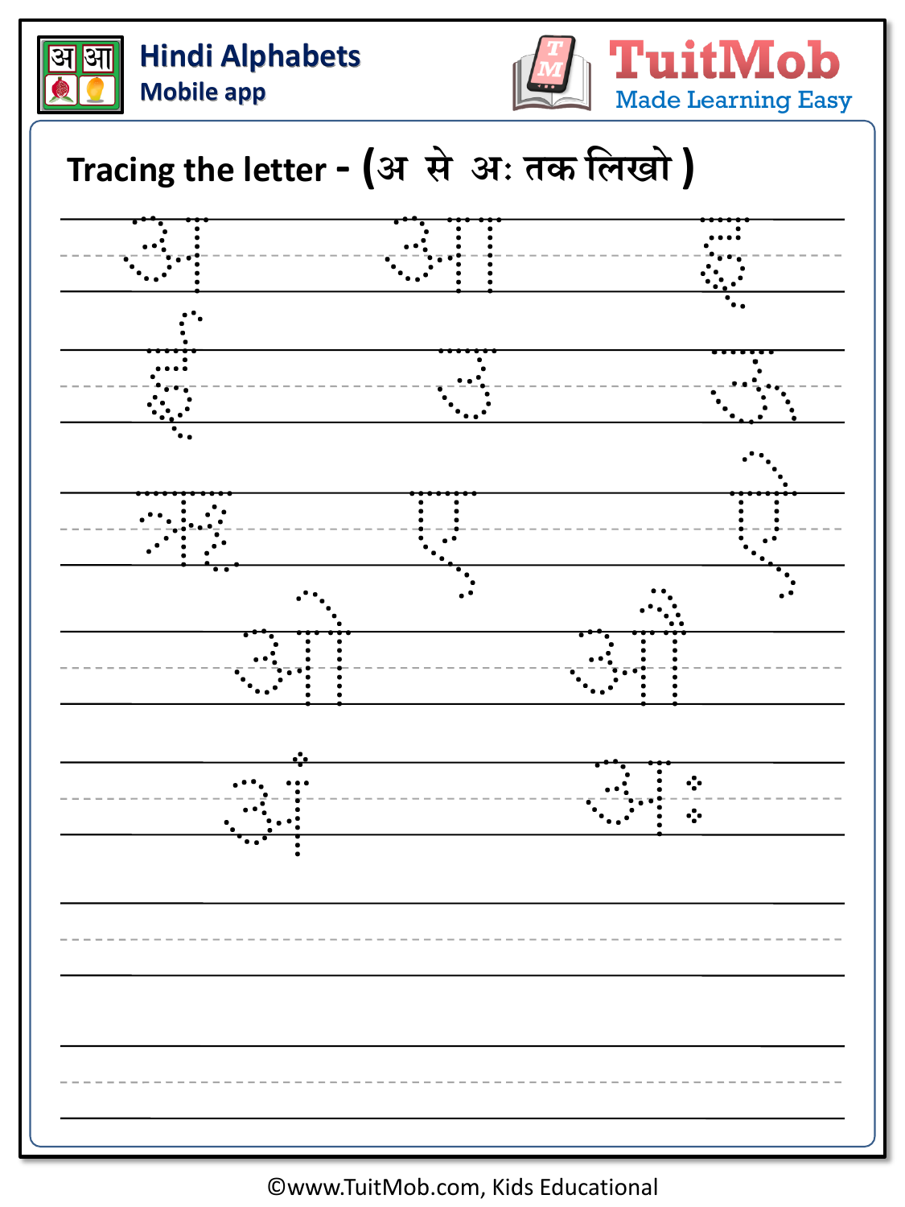Hindi Alphabets
Mobile app

TuitMob
Made Learning Easy

## Tracing the letter - (अ से अः तक लिखो )

अ आ इ

ई उ ऊ

ऋ ए ऐ

ओ औ

अं अः

©www.TuitMob.com, Kids Educational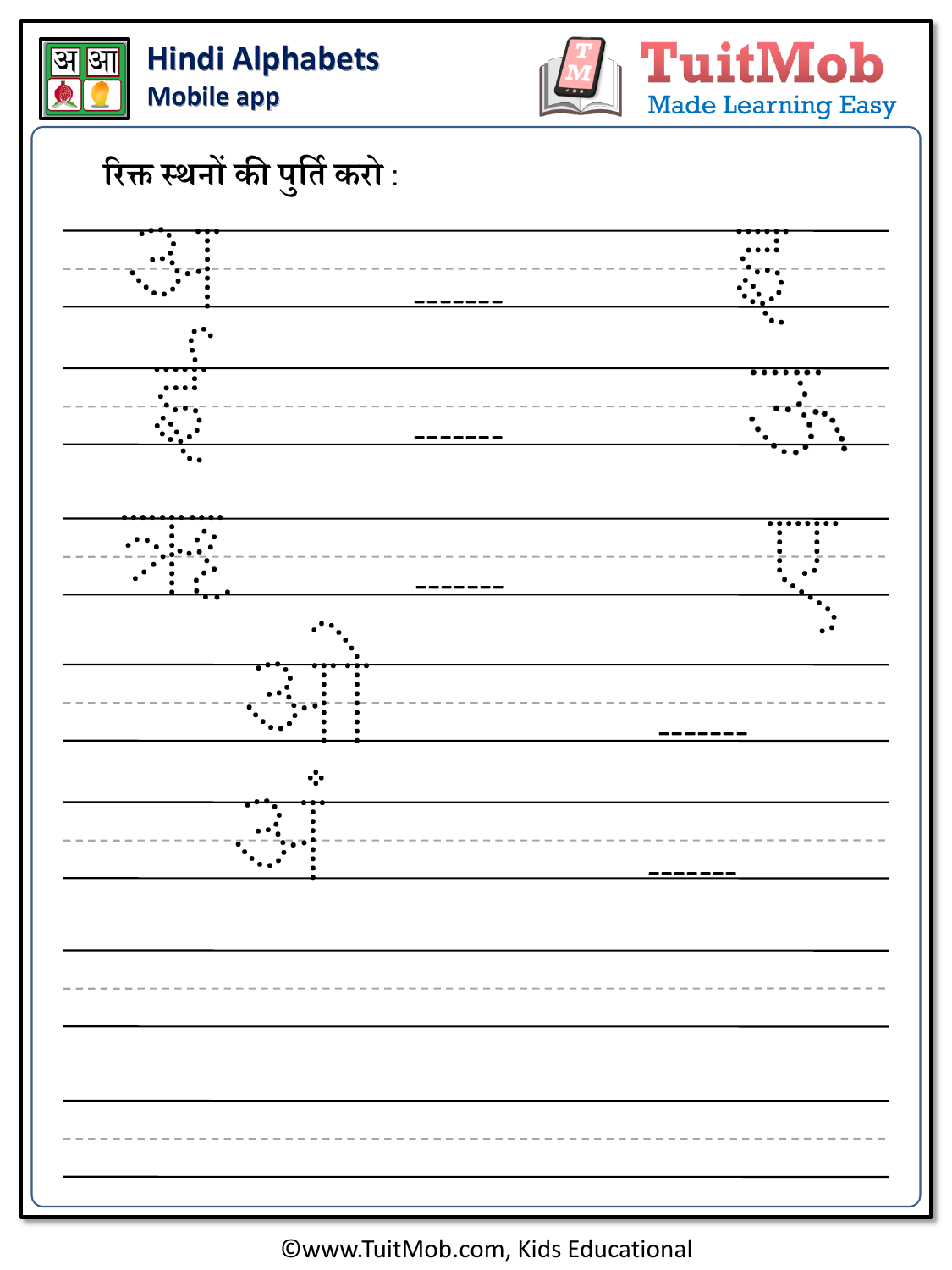Hindi Alphabets
Mobile app

TuitMob
Made Learning Easy

रिक्त स्थनों की पुर्ति करो :

अ ------- इ

ई ------- ऊ

ऋ ------- ए

ओ -------

अं -------

©www.TuitMob.com, Kids Educational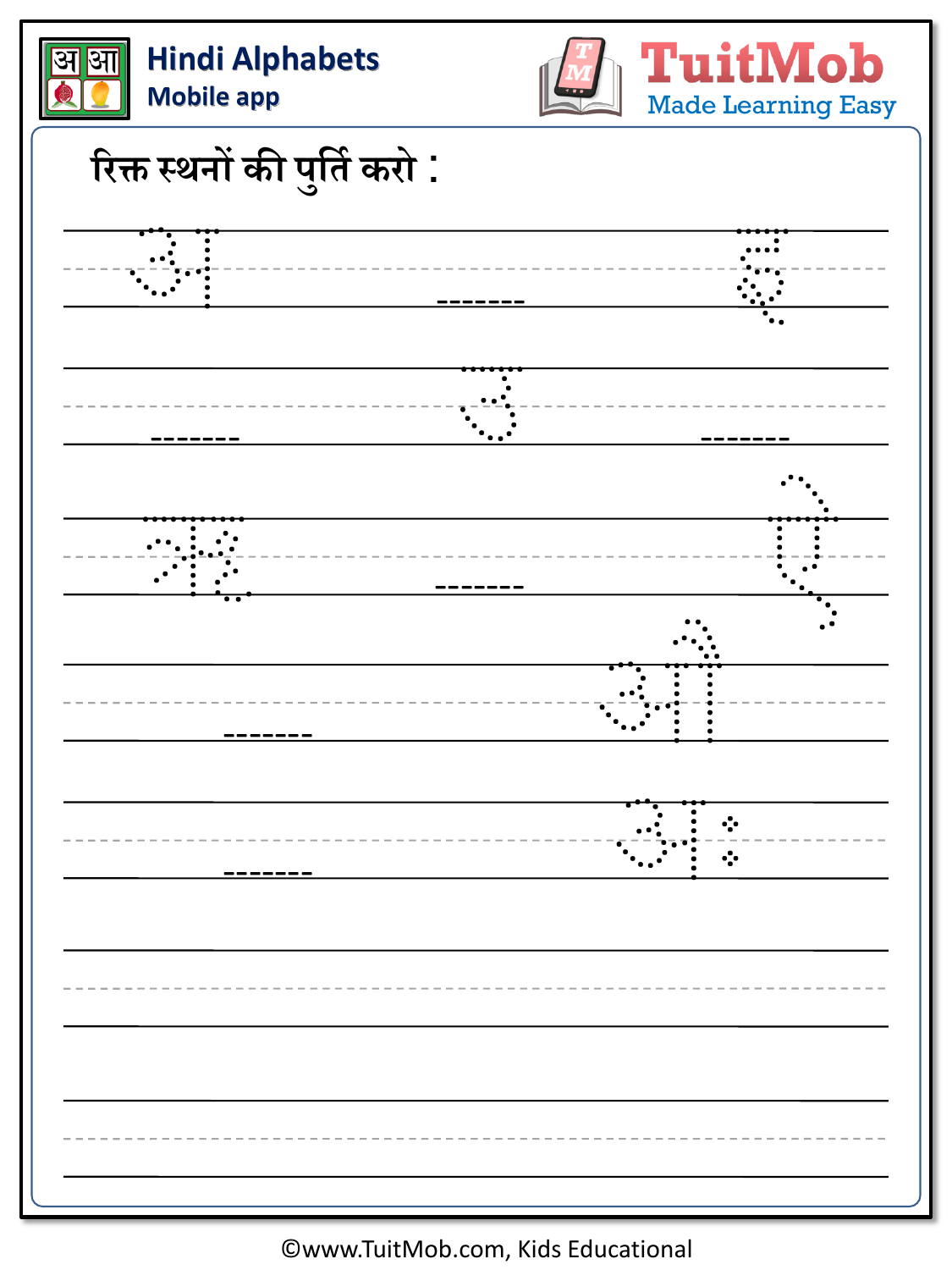# रिक्त स्थनों की पुर्ति करो :

अ _______ इ

_______ उ _______

ऋ _______ ए

_______ औ

_______ अः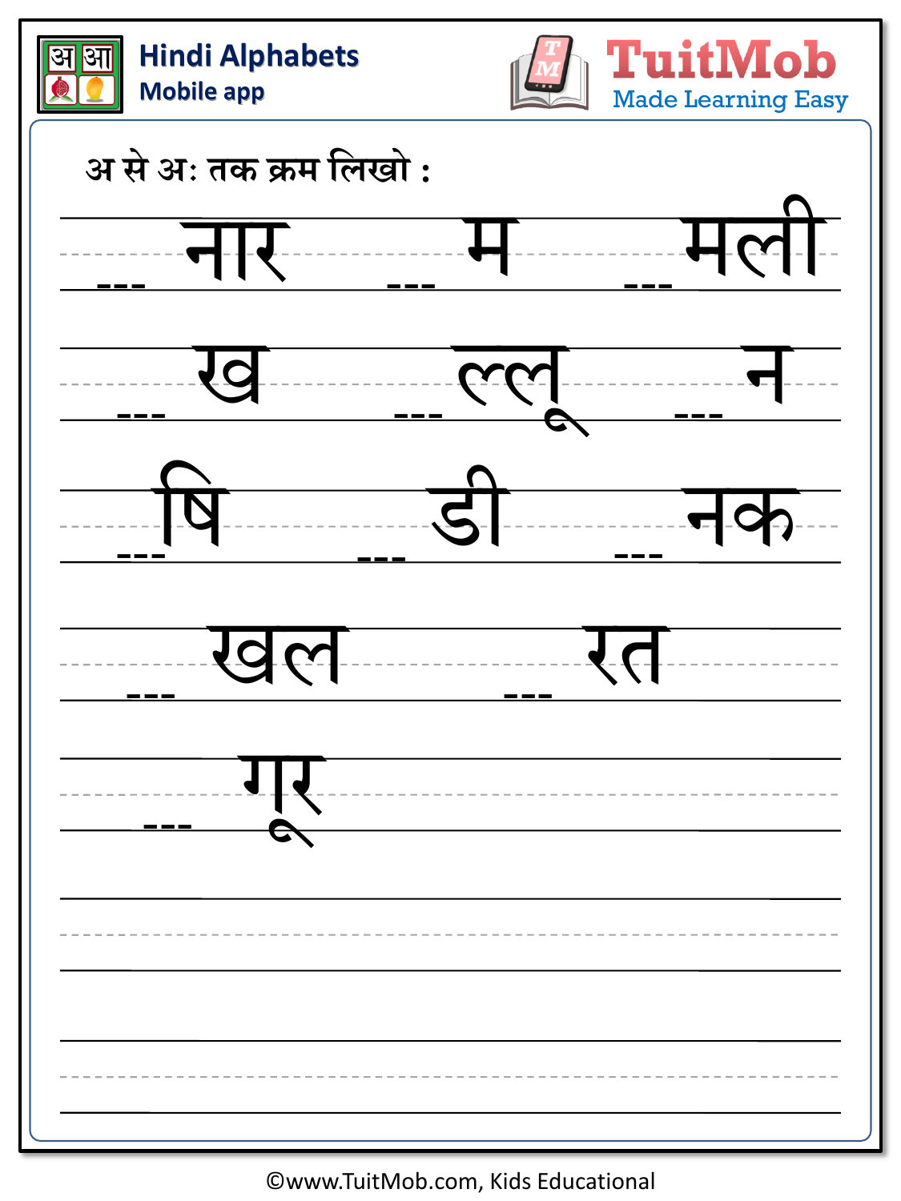Hindi Alphabets
Mobile app

TuitMob
Made Learning Easy

अ से अः तक क्रम लिखो :

___ नार ___ म ___ मली

___ ख ___ ल्लू ___ न

___ षि ___ डी ___ नक

___ खल ___ रत

___ गूर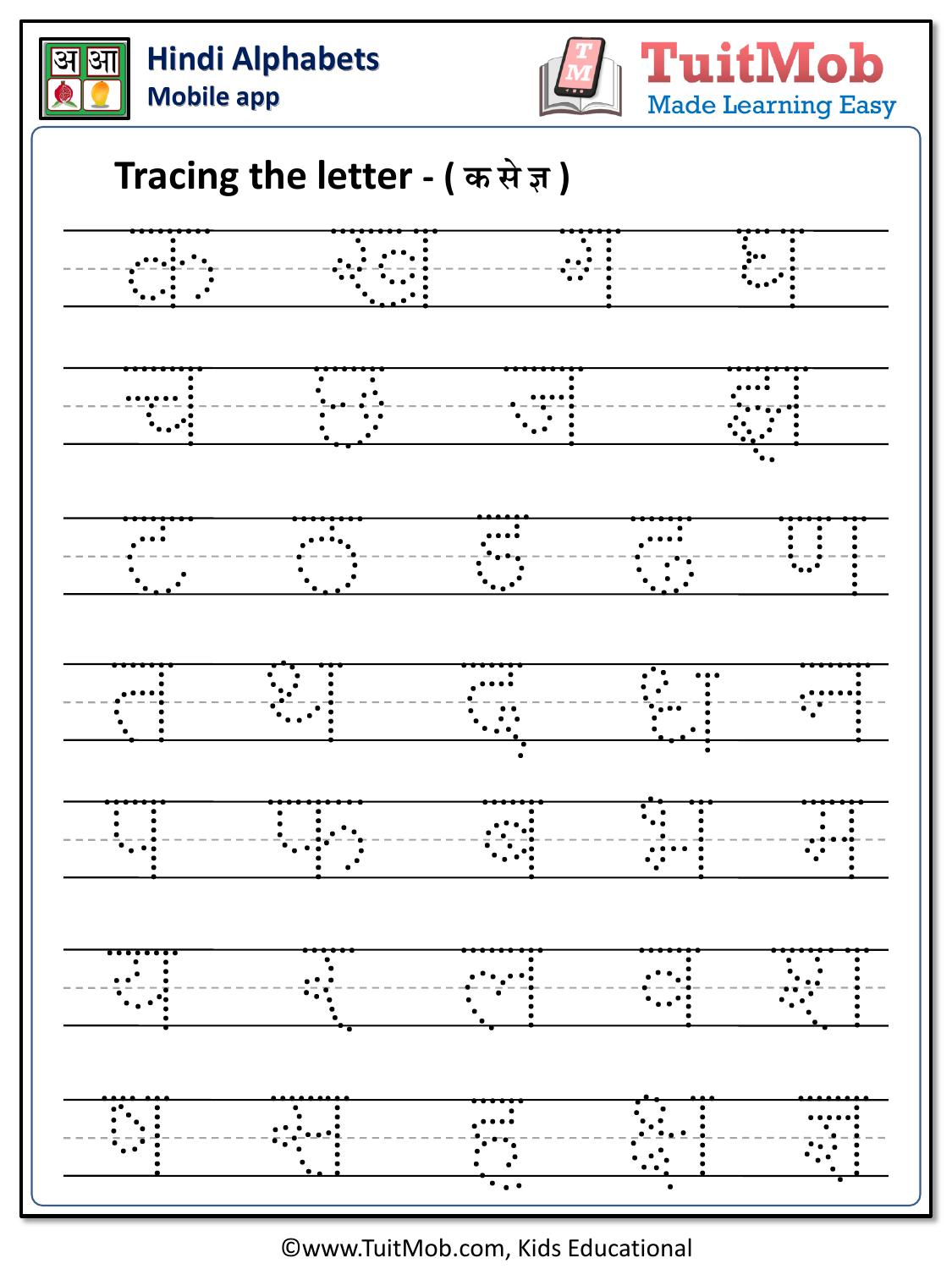Hindi Alphabets
Mobile app

TuitMob
Made Learning Easy

# Tracing the letter - ( क से ज्ञ )

क ख ग घ

च छ ज झ

ट ठ ड ढ ण

त थ द ध न

प फ ब भ म

य र ल व श

ष स ह क्ष ज्ञ

©www.TuitMob.com, Kids Educational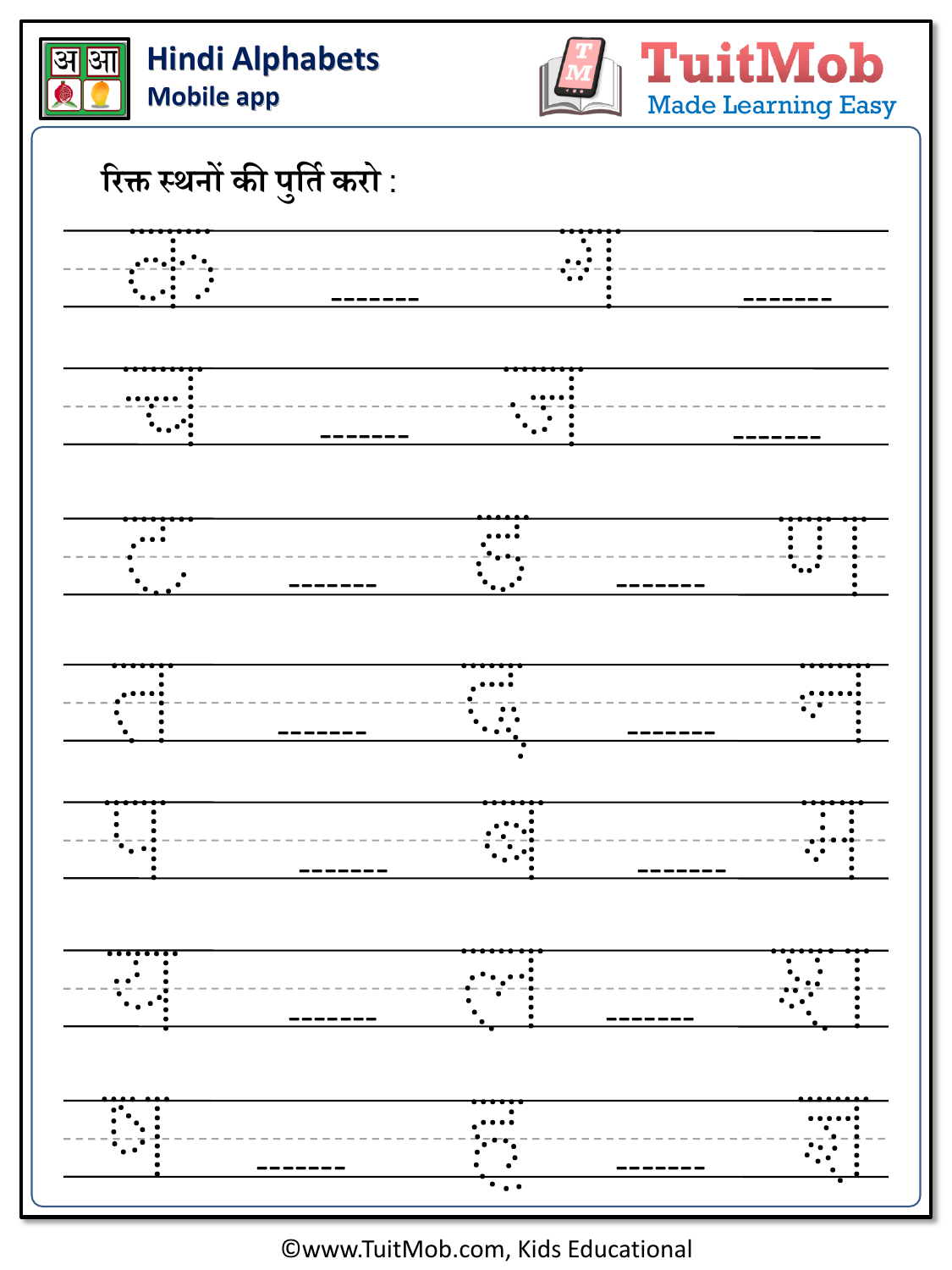रिक्त स्थनों की पुर्ति करो :

क _______ ग _______

च _______ ज _______

ट _______ ड _______ ण

त _______ द _______ न

प _______ ब _______ म

य _______ ल _______ श

ष _______ ह _______ त्र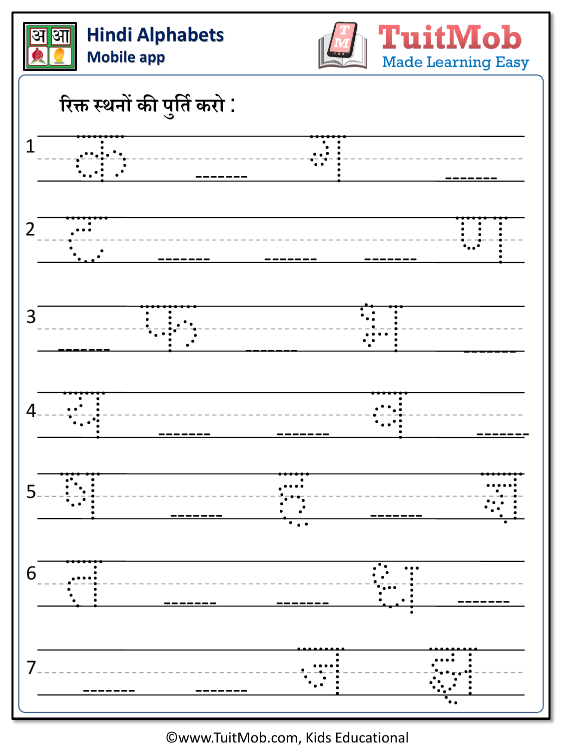रिक्त स्थनों की पुर्ति करो :

1. क _______ ग _______

2. ट _______ _______ _______ ण

3. _______ फ _______ भ _______

4. य _______ _______ व _______

5. ष _______ ह _______ त्र

6. त _______ _______ ध _______

7. _______ _______ ज झ

©www.TuitMob.com, Kids Educational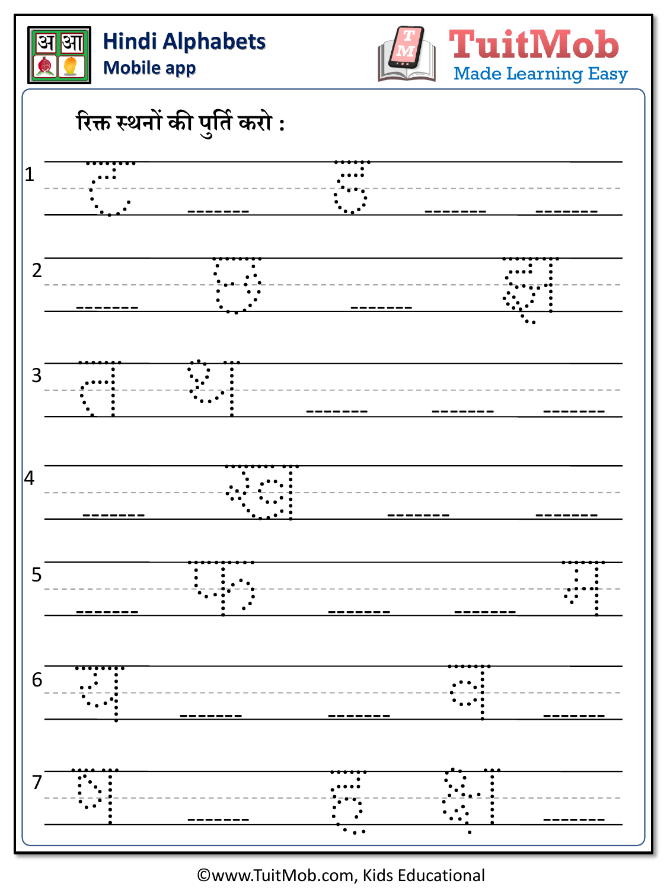रिक्त स्थनों की पुर्ति करो :

1. ट ______ ड ______ ______

2. ______ छ ______ झ

3. त थ ______ ______ ______

4. ______ ख ______ ______

5. ______ फ ______ ______ म

6. य ______ ______ व ______

7. ष ______ ह क्ष ______

©www.TuitMob.com, Kids Educational